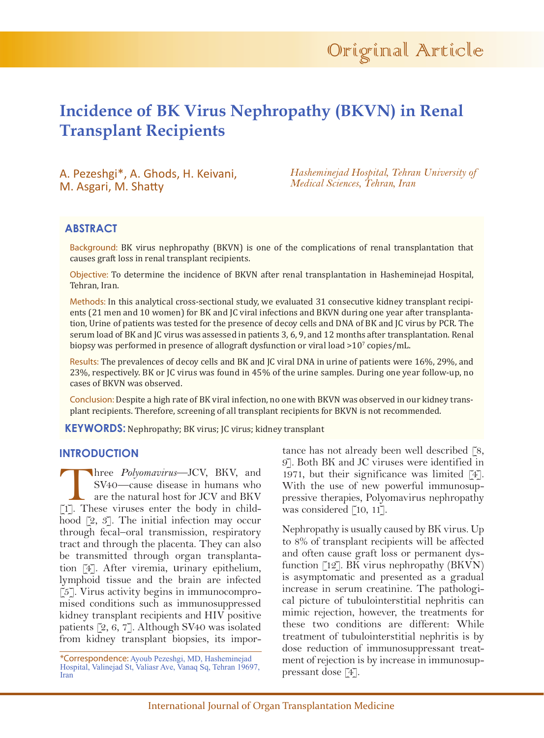Original Article

# Incidence of BK Virus Nephropathy (BKVN) in Renal Transplant Recipients

A. Pezeshgi*, A. Ghods, H. Keivani, M. Asgari, M. Shatty

*Hasheminejad Hospital, Tehran University of Medical Sciences, Tehran, Iran*

## ABSTRACT

Background: BK virus nephropathy (BKVN) is one of the complications of renal transplantation that causes graft loss in renal transplant recipients.

Objective: To determine the incidence of BKVN after renal transplantation in Hasheminejad Hospital, Tehran, Iran.

Methods: In this analytical cross-sectional study, we evaluated 31 consecutive kidney transplant recipients (21 men and 10 women) for BK and JC viral infections and BKVN during one year after transplantation, Urine of patients was tested for the presence of decoy cells and DNA of BK and JC virus by PCR. The serum load of BK and JC virus was assessed in patients 3, 6, 9, and 12 months after transplantation. Renal biopsy was performed in presence of allograft dysfunction or viral load $>10^7$ copies/mL.

Results: The prevalences of decoy cells and BK and JC viral DNA in urine of patients were 16%, 29%, and 23%, respectively. BK or JC virus was found in 45% of the urine samples. During one year follow-up, no cases of BKVN was observed.

Conclusion: Despite a high rate of BK viral infection, no one with BKVN was observed in our kidney transplant recipients. Therefore, screening of all transplant recipients for BKVN is not recommended.

**KEYWORDS:** Nephropathy; BK virus; JC virus; kidney transplant

## INTRODUCTION

Three *Polyomavirus*—JCV, BKV, and SV40—cause disease in humans who are the natural host for JCV and BKV [1]. These viruses enter the body in childhood [2, 3]. The initial infection may occur through fecal–oral transmission, respiratory tract and through the placenta. They can also be transmitted through organ transplantation [4]. After viremia, urinary epithelium, lymphoid tissue and the brain are infected [5]. Virus activity begins in immunocompromised conditions such as immunosuppressed kidney transplant recipients and HIV positive patients [2, 6, 7]. Although SV40 was isolated from kidney transplant biopsies, its importance has not already been well described [8, 9]. Both BK and JC viruses were identified in 1971, but their significance was limited [4]. With the use of new powerful immunosuppressive therapies, Polyomavirus nephropathy was considered [10, 11].

Nephropathy is usually caused by BK virus. Up to 8% of transplant recipients will be affected and often cause graft loss or permanent dysfunction [12]. BK virus nephropathy (BKVN) is asymptomatic and presented as a gradual increase in serum creatinine. The pathological picture of tubulointerstitial nephritis can mimic rejection, however, the treatments for these two conditions are different: While treatment of tubulointerstitial nephritis is by dose reduction of immunosuppressant treatment of rejection is by increase in immunosuppressant dose [4].

*Correspondence: Ayoub Pezeshgi, MD, Hasheminejad Hospital, Valinejad St, Valiasr Ave, Vanaq Sq, Tehran 19697, Iran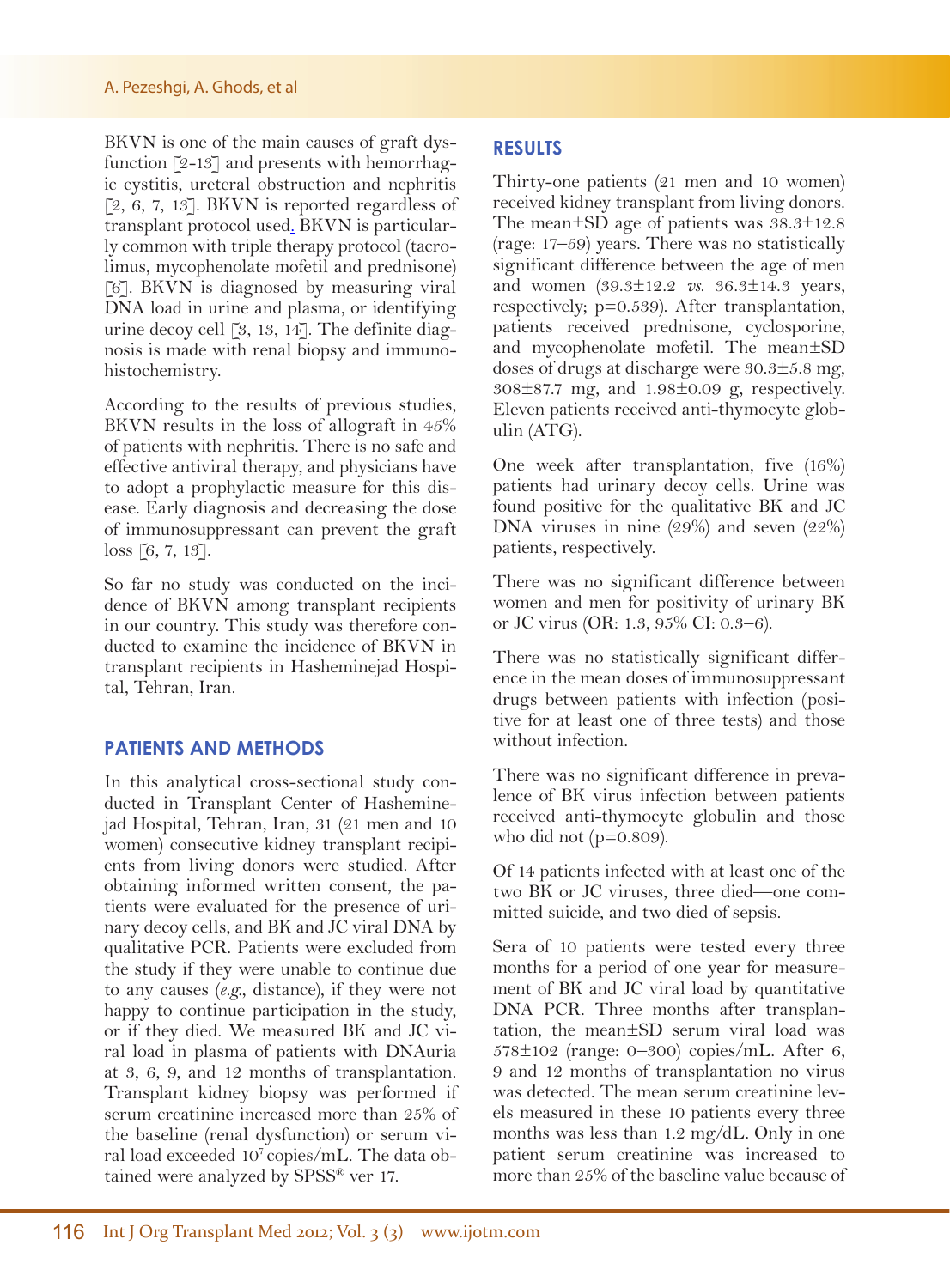BKVN is one of the main causes of graft dysfunction [2-13] and presents with hemorrhagic cystitis, ureteral obstruction and nephritis [2, 6, 7, 13]. BKVN is reported regardless of transplant protocol used. BKVN is particularly common with triple therapy protocol (tacrolimus, mycophenolate mofetil and prednisone) [6]. BKVN is diagnosed by measuring viral DNA load in urine and plasma, or identifying urine decoy cell [3, 13, 14]. The definite diagnosis is made with renal biopsy and immunohistochemistry.

According to the results of previous studies, BKVN results in the loss of allograft in 45% of patients with nephritis. There is no safe and effective antiviral therapy, and physicians have to adopt a prophylactic measure for this disease. Early diagnosis and decreasing the dose of immunosuppressant can prevent the graft loss [6, 7, 13].

So far no study was conducted on the incidence of BKVN among transplant recipients in our country. This study was therefore conducted to examine the incidence of BKVN in transplant recipients in Hasheminejad Hospital, Tehran, Iran.

## PATIENTS AND METHODS

In this analytical cross-sectional study conducted in Transplant Center of Hasheminejad Hospital, Tehran, Iran, 31 (21 men and 10 women) consecutive kidney transplant recipients from living donors were studied. After obtaining informed written consent, the patients were evaluated for the presence of urinary decoy cells, and BK and JC viral DNA by qualitative PCR. Patients were excluded from the study if they were unable to continue due to any causes (*e.g.*, distance), if they were not happy to continue participation in the study, or if they died. We measured BK and JC viral load in plasma of patients with DNAuria at 3, 6, 9, and 12 months of transplantation. Transplant kidney biopsy was performed if serum creatinine increased more than 25% of the baseline (renal dysfunction) or serum viral load exceeded $10^7$ copies/mL. The data obtained were analyzed by SPSS® ver 17.

## RESULTS

Thirty-one patients (21 men and 10 women) received kidney transplant from living donors. The mean±SD age of patients was 38.3±12.8 (rage: 17–59) years. There was no statistically significant difference between the age of men and women (39.3±12.2 *vs.* 36.3±14.3 years, respectively; p=0.539). After transplantation, patients received prednisone, cyclosporine, and mycophenolate mofetil. The mean±SD doses of drugs at discharge were 30.3±5.8 mg, 308±87.7 mg, and 1.98±0.09 g, respectively. Eleven patients received anti-thymocyte globulin (ATG).

One week after transplantation, five (16%) patients had urinary decoy cells. Urine was found positive for the qualitative BK and JC DNA viruses in nine (29%) and seven (22%) patients, respectively.

There was no significant difference between women and men for positivity of urinary BK or JC virus (OR: 1.3, 95% CI: 0.3–6).

There was no statistically significant difference in the mean doses of immunosuppressant drugs between patients with infection (positive for at least one of three tests) and those without infection.

There was no significant difference in prevalence of BK virus infection between patients received anti-thymocyte globulin and those who did not (p=0.809).

Of 14 patients infected with at least one of the two BK or JC viruses, three died—one committed suicide, and two died of sepsis.

Sera of 10 patients were tested every three months for a period of one year for measurement of BK and JC viral load by quantitative DNA PCR. Three months after transplantation, the mean±SD serum viral load was 578±102 (range: 0–300) copies/mL. After 6, 9 and 12 months of transplantation no virus was detected. The mean serum creatinine levels measured in these 10 patients every three months was less than 1.2 mg/dL. Only in one patient serum creatinine was increased to more than 25% of the baseline value because of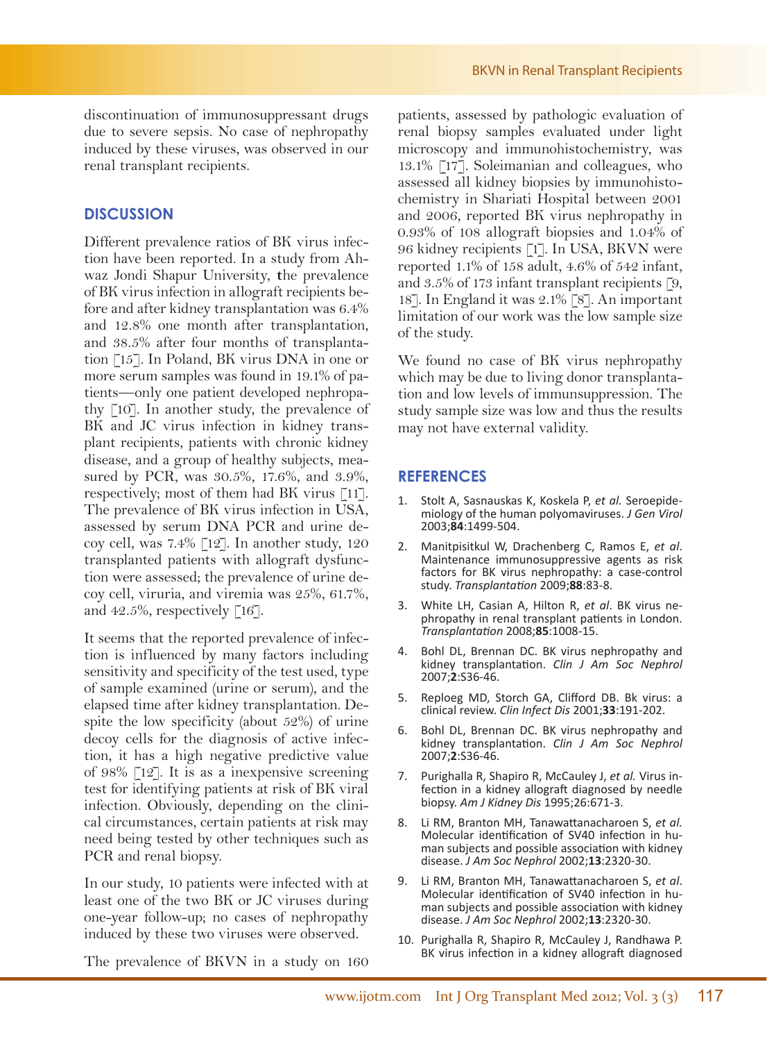discontinuation of immunosuppressant drugs due to severe sepsis. No case of nephropathy induced by these viruses, was observed in our renal transplant recipients.

## DISCUSSION

Different prevalence ratios of BK virus infection have been reported. In a study from Ahwaz Jondi Shapur University, the prevalence of BK virus infection in allograft recipients before and after kidney transplantation was 6.4% and 12.8% one month after transplantation, and 38.5% after four months of transplantation [15]. In Poland, BK virus DNA in one or more serum samples was found in 19.1% of patients—only one patient developed nephropathy [10]. In another study, the prevalence of BK and JC virus infection in kidney transplant recipients, patients with chronic kidney disease, and a group of healthy subjects, measured by PCR, was 30.5%, 17.6%, and 3.9%, respectively; most of them had BK virus [11]. The prevalence of BK virus infection in USA, assessed by serum DNA PCR and urine decoy cell, was 7.4% [12]. In another study, 120 transplanted patients with allograft dysfunction were assessed; the prevalence of urine decoy cell, viruria, and viremia was 25%, 61.7%, and 42.5%, respectively [16].

It seems that the reported prevalence of infection is influenced by many factors including sensitivity and specificity of the test used, type of sample examined (urine or serum), and the elapsed time after kidney transplantation. Despite the low specificity (about 52%) of urine decoy cells for the diagnosis of active infection, it has a high negative predictive value of 98% [12]. It is as a inexpensive screening test for identifying patients at risk of BK viral infection. Obviously, depending on the clinical circumstances, certain patients at risk may need being tested by other techniques such as PCR and renal biopsy.

In our study, 10 patients were infected with at least one of the two BK or JC viruses during one-year follow-up; no cases of nephropathy induced by these two viruses were observed.

The prevalence of BKVN in a study on 160 patients, assessed by pathologic evaluation of renal biopsy samples evaluated under light microscopy and immunohistochemistry, was 13.1% [17]. Soleimanian and colleagues, who assessed all kidney biopsies by immunohistochemistry in Shariati Hospital between 2001 and 2006, reported BK virus nephropathy in 0.93% of 108 allograft biopsies and 1.04% of 96 kidney recipients [1]. In USA, BKVN were reported 1.1% of 158 adult, 4.6% of 542 infant, and 3.5% of 173 infant transplant recipients [9, 18]. In England it was 2.1% [8]. An important limitation of our work was the low sample size of the study.

We found no case of BK virus nephropathy which may be due to living donor transplantation and low levels of immunsuppression. The study sample size was low and thus the results may not have external validity.

## REFERENCES

1. Stolt A, Sasnauskas K, Koskela P, *et al.* Seroepidemiology of the human polyomaviruses. *J Gen Virol* 2003;**84**:1499-504.
2. Manitpisitkul W, Drachenberg C, Ramos E, *et al*. Maintenance immunosuppressive agents as risk factors for BK virus nephropathy: a case-control study. *Transplantation* 2009;**88**:83-8.
3. White LH, Casian A, Hilton R, *et al*. BK virus nephropathy in renal transplant patients in London. *Transplantation* 2008;**85**:1008-15.
4. Bohl DL, Brennan DC. BK virus nephropathy and kidney transplantation. *Clin J Am Soc Nephrol* 2007;**2**:S36-46.
5. Reploeg MD, Storch GA, Clifford DB. Bk virus: a clinical review. *Clin Infect Dis* 2001;**33**:191-202.
6. Bohl DL, Brennan DC. BK virus nephropathy and kidney transplantation. *Clin J Am Soc Nephrol* 2007;**2**:S36-46.
7. Purighalla R, Shapiro R, McCauley J, *et al.* Virus infection in a kidney allograft diagnosed by needle biopsy. *Am J Kidney Dis* 1995;26:671-3.
8. Li RM, Branton MH, Tanawattanacharoen S, *et al.* Molecular identification of SV40 infection in human subjects and possible association with kidney disease. *J Am Soc Nephrol* 2002;**13**:2320-30.
9. Li RM, Branton MH, Tanawattanacharoen S, *et al*. Molecular identification of SV40 infection in human subjects and possible association with kidney disease. *J Am Soc Nephrol* 2002;**13**:2320-30.
10. Purighalla R, Shapiro R, McCauley J, Randhawa P. BK virus infection in a kidney allograft diagnosed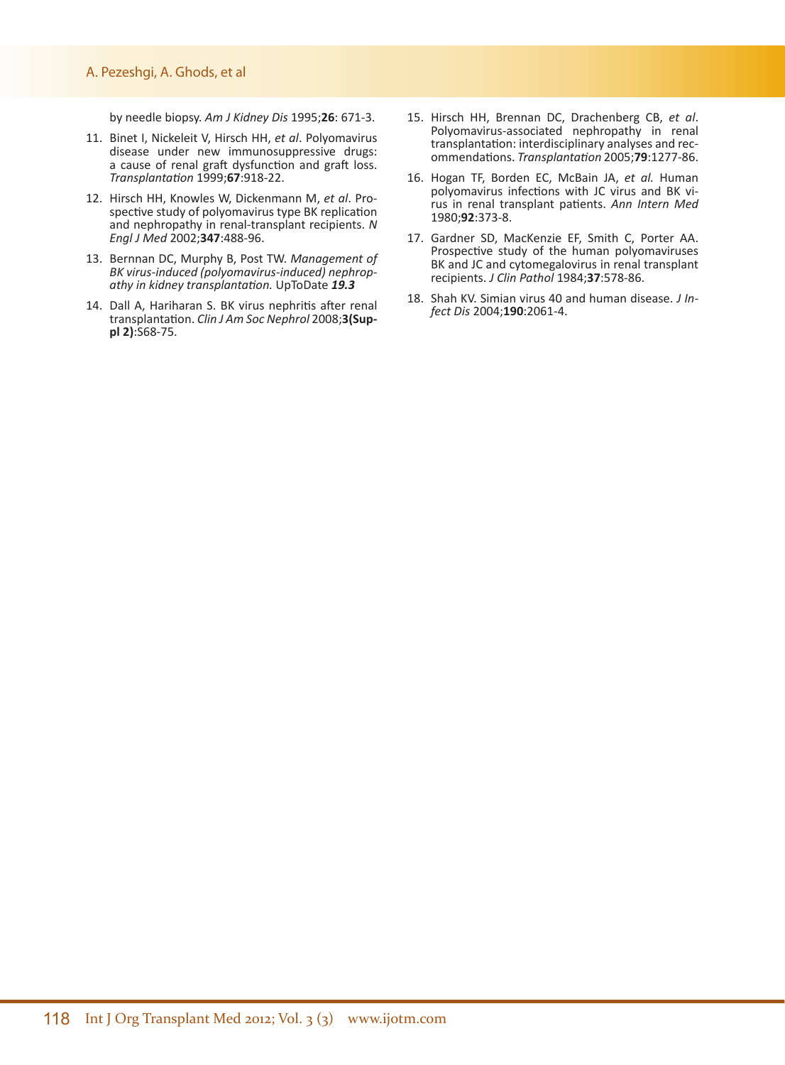by needle biopsy. *Am J Kidney Dis* 1995;**26**: 671-3.

11. Binet I, Nickeleit V, Hirsch HH, *et al*. Polyomavirus disease under new immunosuppressive drugs: a cause of renal graft dysfunction and graft loss. *Transplantation* 1999;**67**:918-22.
12. Hirsch HH, Knowles W, Dickenmann M, *et al*. Prospective study of polyomavirus type BK replication and nephropathy in renal-transplant recipients. *N Engl J Med* 2002;**347**:488-96.
13. Bernnan DC, Murphy B, Post TW. *Management of BK virus-induced (polyomavirus-induced) nephropathy in kidney transplantation.* UpToDate ***19.3***
14. Dall A, Hariharan S. BK virus nephritis after renal transplantation. *Clin J Am Soc Nephrol* 2008;**3(Suppl 2)**:S68-75.
15. Hirsch HH, Brennan DC, Drachenberg CB, *et al*. Polyomavirus-associated nephropathy in renal transplantation: interdisciplinary analyses and recommendations. *Transplantation* 2005;**79**:1277-86.
16. Hogan TF, Borden EC, McBain JA, *et al.* Human polyomavirus infections with JC virus and BK virus in renal transplant patients. *Ann Intern Med* 1980;**92**:373-8.
17. Gardner SD, MacKenzie EF, Smith C, Porter AA. Prospective study of the human polyomaviruses BK and JC and cytomegalovirus in renal transplant recipients. *J Clin Pathol* 1984;**37**:578-86.
18. Shah KV. Simian virus 40 and human disease. *J Infect Dis* 2004;**190**:2061-4.